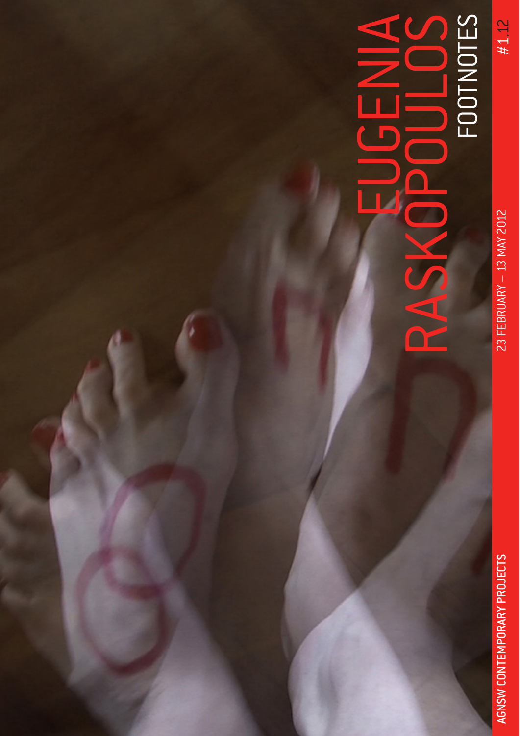# EUGENIA RASKOPOULOS

## FOOTNOTES

#1.12

23 FEBRUARY – 13 MAY 2012

AGNSW CONTEMPORARY PROJECTS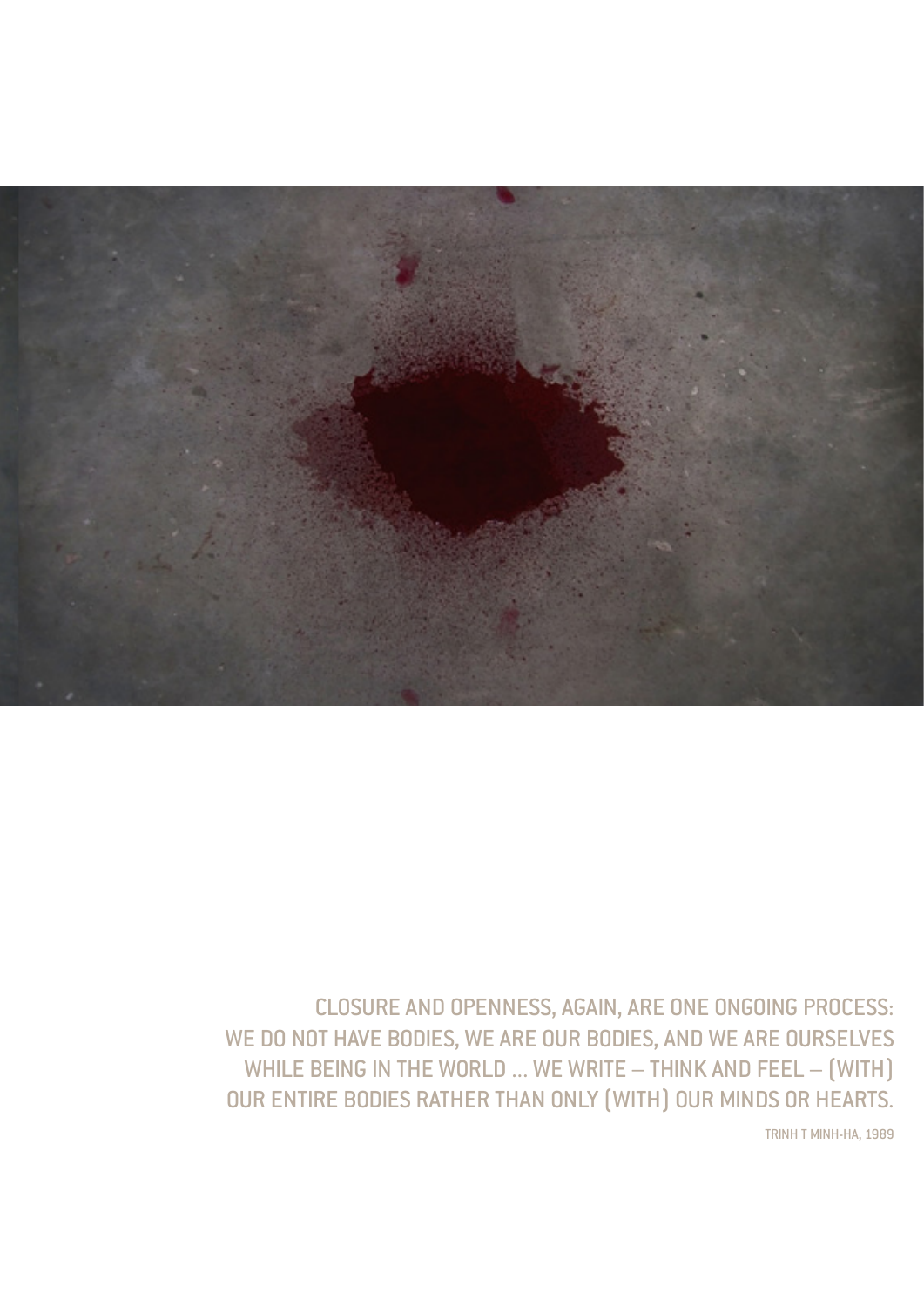CLOSURE AND OPENNESS, AGAIN, ARE ONE ONGOING PROCESS:
WE DO NOT HAVE BODIES, WE ARE OUR BODIES, AND WE ARE OURSELVES
WHILE BEING IN THE WORLD ... WE WRITE – THINK AND FEEL – (WITH)
OUR ENTIRE BODIES RATHER THAN ONLY (WITH) OUR MINDS OR HEARTS.

TRINH T MINH-HA, 1989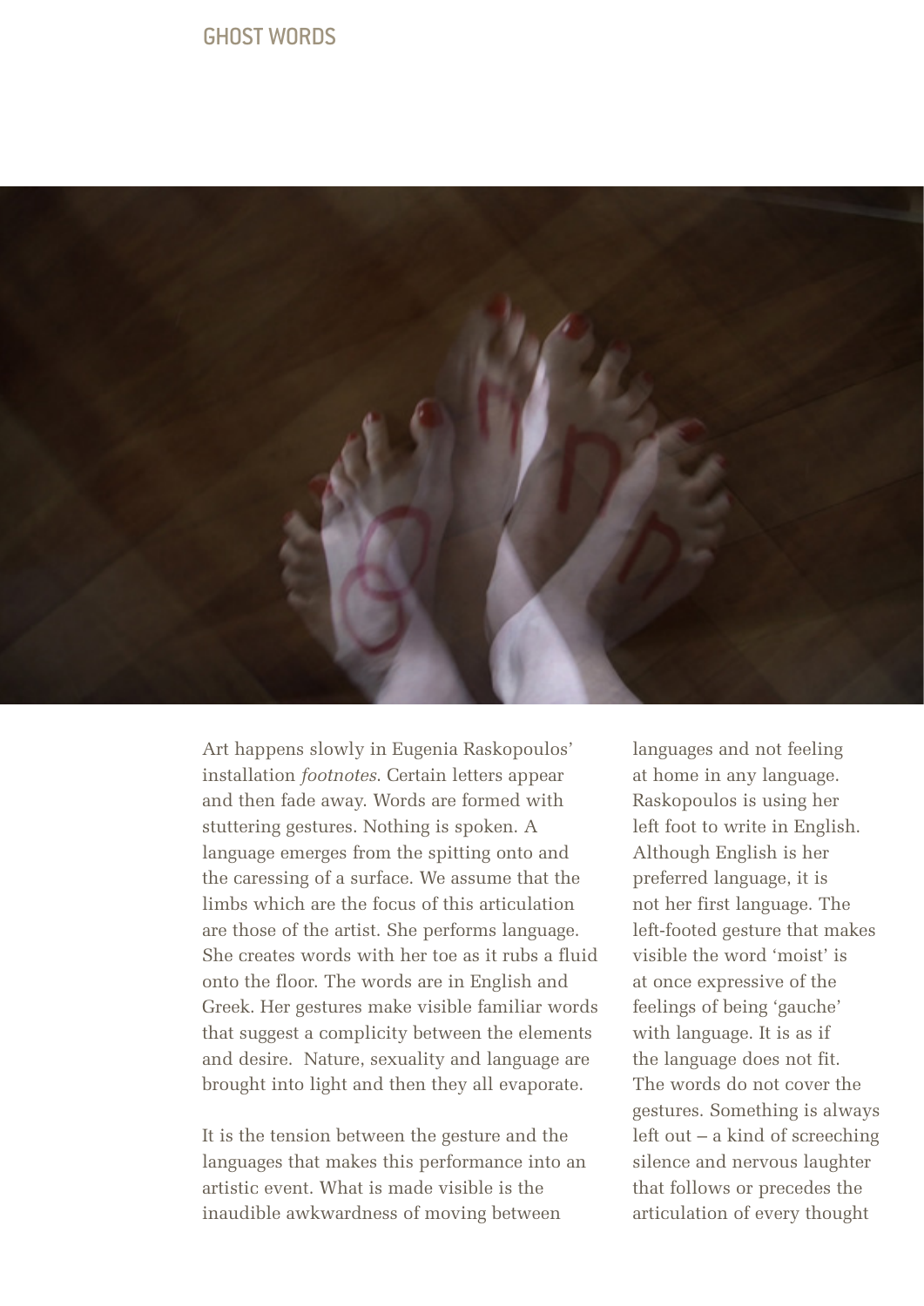Art happens slowly in Eugenia Raskopoulos' installation *footnotes*. Certain letters appear and then fade away. Words are formed with stuttering gestures. Nothing is spoken. A language emerges from the spitting onto and the caressing of a surface. We assume that the limbs which are the focus of this articulation are those of the artist. She performs language. She creates words with her toe as it rubs a fluid onto the floor. The words are in English and Greek. Her gestures make visible familiar words that suggest a complicity between the elements and desire. Nature, sexuality and language are brought into light and then they all evaporate.

It is the tension between the gesture and the languages that makes this performance into an artistic event. What is made visible is the inaudible awkwardness of moving between languages and not feeling at home in any language. Raskopoulos is using her left foot to write in English. Although English is her preferred language, it is not her first language. The left-footed gesture that makes visible the word 'moist' is at once expressive of the feelings of being 'gauche' with language. It is as if the language does not fit. The words do not cover the gestures. Something is always left out – a kind of screeching silence and nervous laughter that follows or precedes the articulation of every thought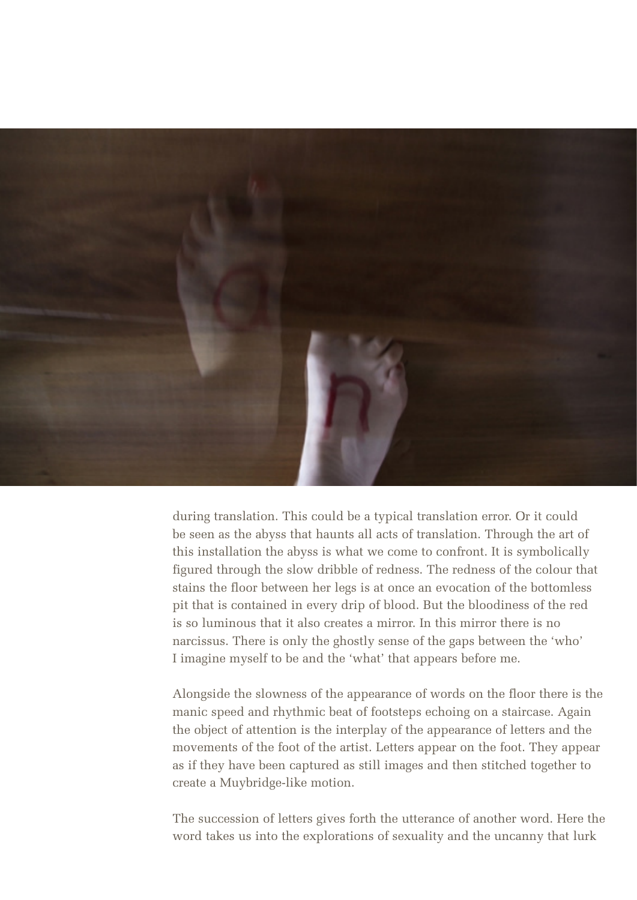during translation. This could be a typical translation error. Or it could be seen as the abyss that haunts all acts of translation. Through the art of this installation the abyss is what we come to confront. It is symbolically figured through the slow dribble of redness. The redness of the colour that stains the floor between her legs is at once an evocation of the bottomless pit that is contained in every drip of blood. But the bloodiness of the red is so luminous that it also creates a mirror. In this mirror there is no narcissus. There is only the ghostly sense of the gaps between the 'who' I imagine myself to be and the 'what' that appears before me.

Alongside the slowness of the appearance of words on the floor there is the manic speed and rhythmic beat of footsteps echoing on a staircase. Again the object of attention is the interplay of the appearance of letters and the movements of the foot of the artist. Letters appear on the foot. They appear as if they have been captured as still images and then stitched together to create a Muybridge-like motion.

The succession of letters gives forth the utterance of another word. Here the word takes us into the explorations of sexuality and the uncanny that lurk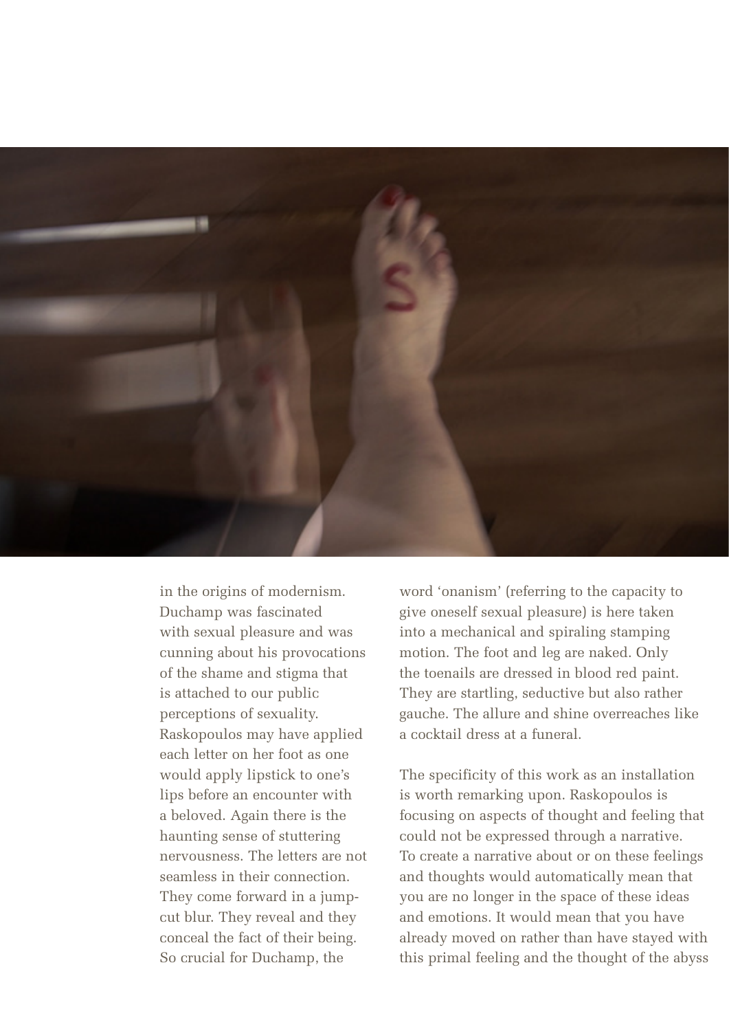in the origins of modernism. Duchamp was fascinated with sexual pleasure and was cunning about his provocations of the shame and stigma that is attached to our public perceptions of sexuality. Raskopoulos may have applied each letter on her foot as one would apply lipstick to one's lips before an encounter with a beloved. Again there is the haunting sense of stuttering nervousness. The letters are not seamless in their connection. They come forward in a jump-cut blur. They reveal and they conceal the fact of their being. So crucial for Duchamp, the word 'onanism' (referring to the capacity to give oneself sexual pleasure) is here taken into a mechanical and spiraling stamping motion. The foot and leg are naked. Only the toenails are dressed in blood red paint. They are startling, seductive but also rather gauche. The allure and shine overreaches like a cocktail dress at a funeral.

The specificity of this work as an installation is worth remarking upon. Raskopoulos is focusing on aspects of thought and feeling that could not be expressed through a narrative. To create a narrative about or on these feelings and thoughts would automatically mean that you are no longer in the space of these ideas and emotions. It would mean that you have already moved on rather than have stayed with this primal feeling and the thought of the abyss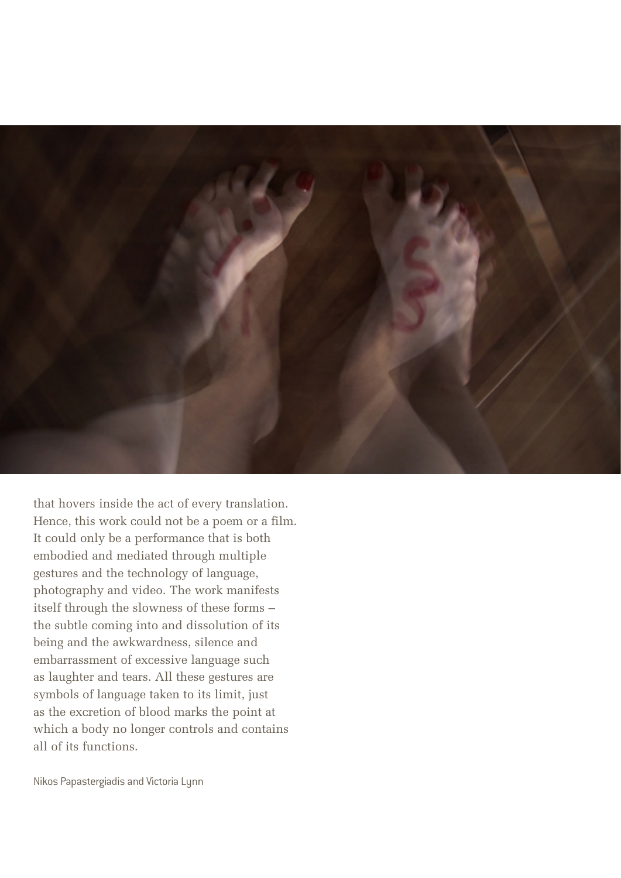that hovers inside the act of every translation. Hence, this work could not be a poem or a film. It could only be a performance that is both embodied and mediated through multiple gestures and the technology of language, photography and video. The work manifests itself through the slowness of these forms – the subtle coming into and dissolution of its being and the awkwardness, silence and embarrassment of excessive language such as laughter and tears. All these gestures are symbols of language taken to its limit, just as the excretion of blood marks the point at which a body no longer controls and contains all of its functions.

Nikos Papastergiadis and Victoria Lynn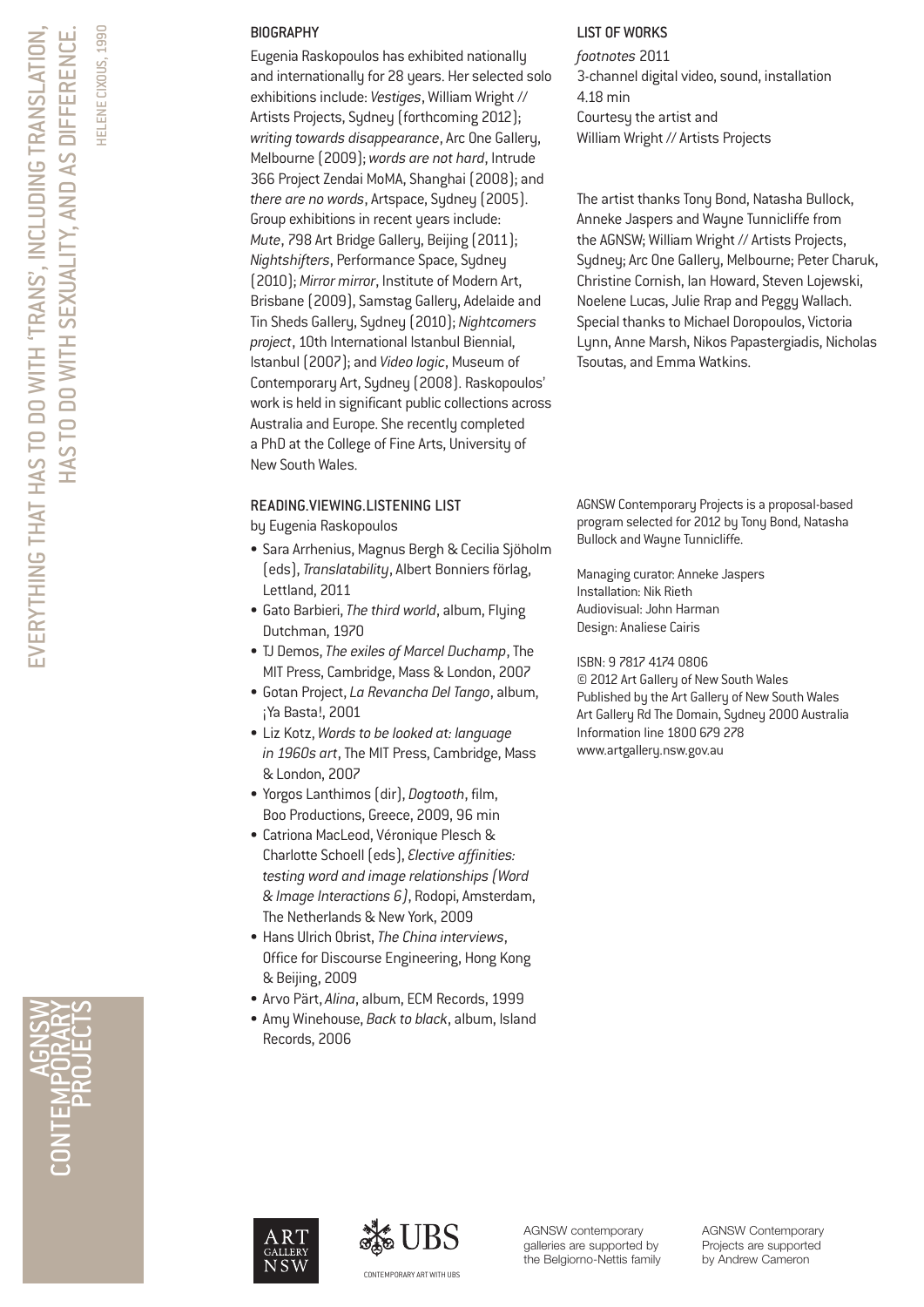EVERYTHING THAT HAS TO DO WITH 'TRANS', INCLUDING TRANSLATION, HAS TO DO WITH SEXUALITY, AND AS DIFFERENCE.

HELENE CIXOUS, 1990

## BIOGRAPHY

Eugenia Raskopoulos has exhibited nationally and internationally for 28 years. Her selected solo exhibitions include: *Vestiges*, William Wright // Artists Projects, Sydney (forthcoming 2012); *writing towards disappearance*, Arc One Gallery, Melbourne (2009); *words are not hard*, Intrude 366 Project Zendai MoMA, Shanghai (2008); and *there are no words*, Artspace, Sydney (2005). Group exhibitions in recent years include: *Mute*, 798 Art Bridge Gallery, Beijing (2011); *Nightshifters*, Performance Space, Sydney (2010); *Mirror mirror*, Institute of Modern Art, Brisbane (2009), Samstag Gallery, Adelaide and Tin Sheds Gallery, Sydney (2010); *Nightcomers project*, 10th International Istanbul Biennial, Istanbul (2007); and *Video logic*, Museum of Contemporary Art, Sydney (2008). Raskopoulos' work is held in significant public collections across Australia and Europe. She recently completed a PhD at the College of Fine Arts, University of New South Wales.

## READING.VIEWING.LISTENING LIST

by Eugenia Raskopoulos

- Sara Arrhenius, Magnus Bergh & Cecilia Sjöholm (eds), *Translatability*, Albert Bonniers förlag, Lettland, 2011
- Gato Barbieri, *The third world*, album, Flying Dutchman, 1970
- TJ Demos, *The exiles of Marcel Duchamp*, The MIT Press, Cambridge, Mass & London, 2007
- Gotan Project, *La Revancha Del Tango*, album, ¡Ya Basta!, 2001
- Liz Kotz, *Words to be looked at: language in 1960s art*, The MIT Press, Cambridge, Mass & London, 2007
- Yorgos Lanthimos (dir), *Dogtooth*, film, Boo Productions, Greece, 2009, 96 min
- Catriona MacLeod, Véronique Plesch & Charlotte Schoell (eds), *Elective affinities: testing word and image relationships (Word & Image Interactions 6)*, Rodopi, Amsterdam, The Netherlands & New York, 2009
- Hans Ulrich Obrist, *The China interviews*, Office for Discourse Engineering, Hong Kong & Beijing, 2009
- Arvo Pärt, *Alina*, album, ECM Records, 1999
- Amy Winehouse, *Back to black*, album, Island Records, 2006

## LIST OF WORKS

*footnotes* 2011
3-channel digital video, sound, installation
4.18 min
Courtesy the artist and
William Wright // Artists Projects

The artist thanks Tony Bond, Natasha Bullock, Anneke Jaspers and Wayne Tunnicliffe from the AGNSW; William Wright // Artists Projects, Sydney; Arc One Gallery, Melbourne; Peter Charuk, Christine Cornish, Ian Howard, Steven Lojewski, Noelene Lucas, Julie Rrap and Peggy Wallach. Special thanks to Michael Doropoulos, Victoria Lynn, Anne Marsh, Nikos Papastergiadis, Nicholas Tsoutas, and Emma Watkins.

AGNSW Contemporary Projects is a proposal-based program selected for 2012 by Tony Bond, Natasha Bullock and Wayne Tunnicliffe.

Managing curator: Anneke Jaspers
Installation: Nik Rieth
Audiovisual: John Harman
Design: Analiese Cairis

ISBN: 9 7817 4174 0806
© 2012 Art Gallery of New South Wales
Published by the Art Gallery of New South Wales
Art Gallery Rd The Domain, Sydney 2000 Australia
Information line 1800 679 278
www.artgallery.nsw.gov.au

AGNSW CONTEMPORARY PROJECTS

ART GALLERY NSW

UBS
CONTEMPORARY ART WITH UBS

AGNSW contemporary galleries are supported by the Belgiorno-Nettis family

AGNSW Contemporary Projects are supported by Andrew Cameron